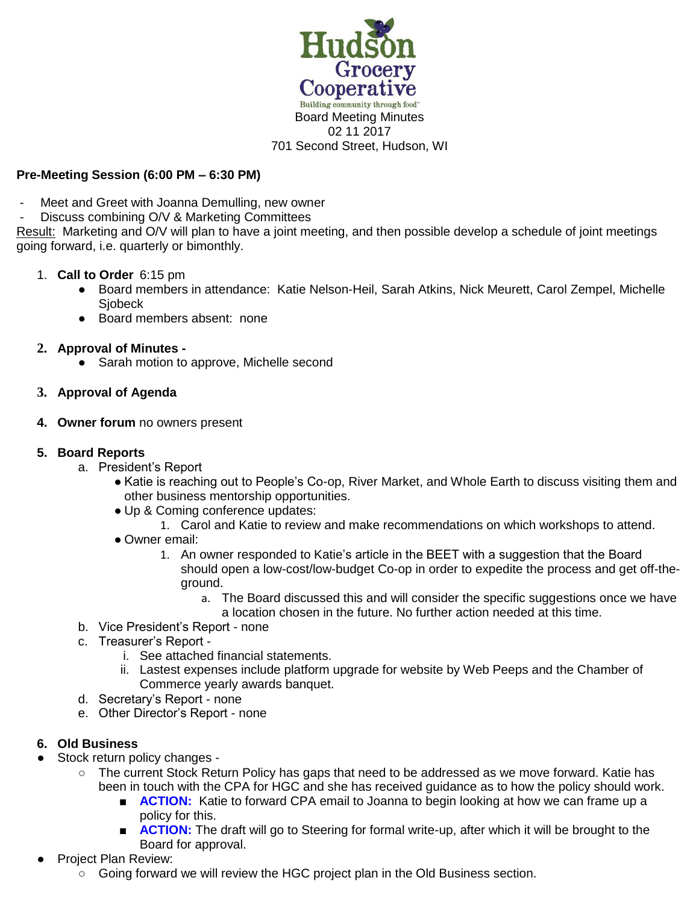# Hudson Grocery Cooperative

Building community through food™

Board Meeting Minutes
02 11 2017
701 Second Street, Hudson, WI

**Pre-Meeting Session (6:00 PM – 6:30 PM)**

- Meet and Greet with Joanna Demulling, new owner
- Discuss combining O/V & Marketing Committees

Result: Marketing and O/V will plan to have a joint meeting, and then possible develop a schedule of joint meetings going forward, i.e. quarterly or bimonthly.

1. **Call to Order** 6:15 pm
   - Board members in attendance: Katie Nelson-Heil, Sarah Atkins, Nick Meurett, Carol Zempel, Michelle Sjobeck
   - Board members absent: none
2. **Approval of Minutes -**
   - Sarah motion to approve, Michelle second
3. **Approval of Agenda**
4. **Owner forum** no owners present
5. **Board Reports**
   a. President's Report
      - Katie is reaching out to People's Co-op, River Market, and Whole Earth to discuss visiting them and other business mentorship opportunities.
      - Up & Coming conference updates:
        1. Carol and Katie to review and make recommendations on which workshops to attend.
      - Owner email:
        1. An owner responded to Katie's article in the BEET with a suggestion that the Board should open a low-cost/low-budget Co-op in order to expedite the process and get off-the-ground.
           a. The Board discussed this and will consider the specific suggestions once we have a location chosen in the future. No further action needed at this time.

   b. Vice President's Report - none
   c. Treasurer's Report -
      i. See attached financial statements.
      ii. Lastest expenses include platform upgrade for website by Web Peeps and the Chamber of Commerce yearly awards banquet.

   d. Secretary's Report - none
   e. Other Director's Report - none
6. **Old Business**

- Stock return policy changes -
  - The current Stock Return Policy has gaps that need to be addressed as we move forward. Katie has been in touch with the CPA for HGC and she has received guidance as to how the policy should work.
    - **ACTION:** Katie to forward CPA email to Joanna to begin looking at how we can frame up a policy for this.
    - **ACTION:** The draft will go to Steering for formal write-up, after which it will be brought to the Board for approval.
- Project Plan Review:
  - Going forward we will review the HGC project plan in the Old Business section.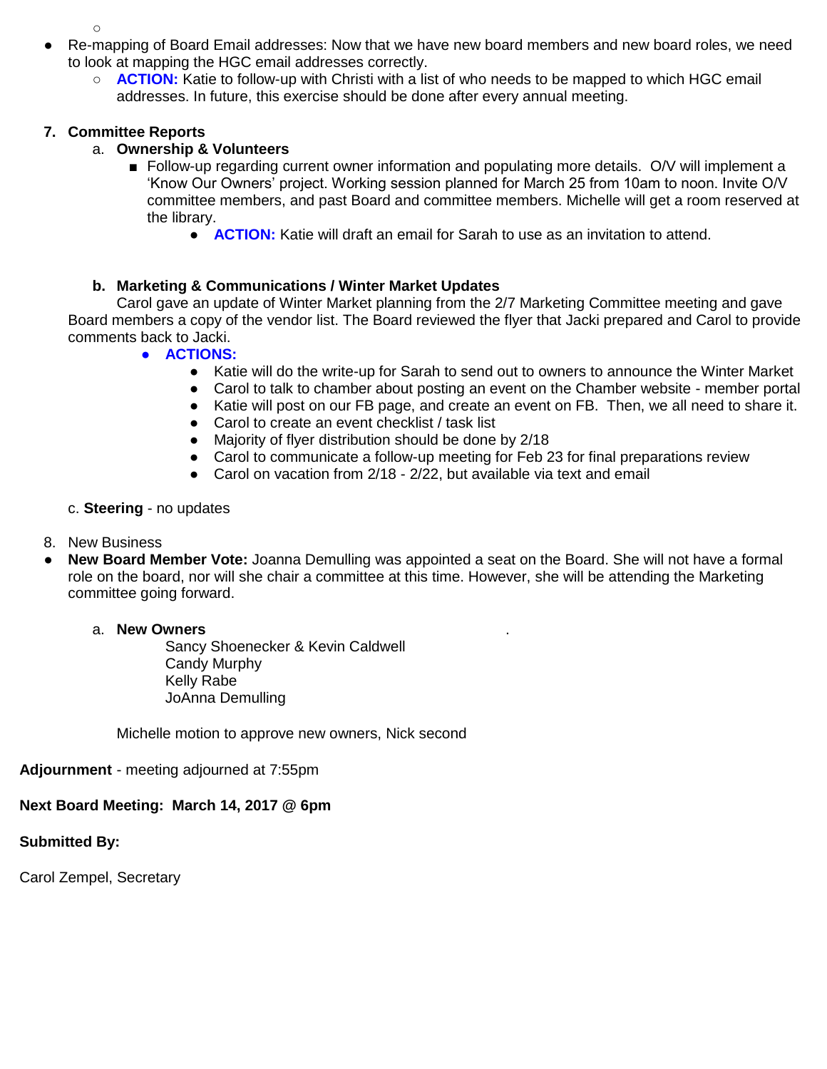- Re-mapping of Board Email addresses: Now that we have new board members and new board roles, we need to look at mapping the HGC email addresses correctly.
  - **ACTION:** Katie to follow-up with Christi with a list of who needs to be mapped to which HGC email addresses. In future, this exercise should be done after every annual meeting.

**7. Committee Reports**

a. **Ownership & Volunteers**

- Follow-up regarding current owner information and populating more details. O/V will implement a 'Know Our Owners' project. Working session planned for March 25 from 10am to noon. Invite O/V committee members, and past Board and committee members. Michelle will get a room reserved at the library.
  - **ACTION:** Katie will draft an email for Sarah to use as an invitation to attend.

b. **Marketing & Communications / Winter Market Updates**

Carol gave an update of Winter Market planning from the 2/7 Marketing Committee meeting and gave Board members a copy of the vendor list. The Board reviewed the flyer that Jacki prepared and Carol to provide comments back to Jacki.

- **ACTIONS:**
  - Katie will do the write-up for Sarah to send out to owners to announce the Winter Market
  - Carol to talk to chamber about posting an event on the Chamber website - member portal
  - Katie will post on our FB page, and create an event on FB. Then, we all need to share it.
  - Carol to create an event checklist / task list
  - Majority of flyer distribution should be done by 2/18
  - Carol to communicate a follow-up meeting for Feb 23 for final preparations review
  - Carol on vacation from 2/18 - 2/22, but available via text and email

c. **Steering** - no updates

8. New Business

- **New Board Member Vote:** Joanna Demulling was appointed a seat on the Board. She will not have a formal role on the board, nor will she chair a committee at this time. However, she will be attending the Marketing committee going forward.

a. **New Owners**

Sancy Shoenecker & Kevin Caldwell
Candy Murphy
Kelly Rabe
JoAnna Demulling

Michelle motion to approve new owners, Nick second

**Adjournment** - meeting adjourned at 7:55pm

**Next Board Meeting: March 14, 2017 @ 6pm**

**Submitted By:**

Carol Zempel, Secretary